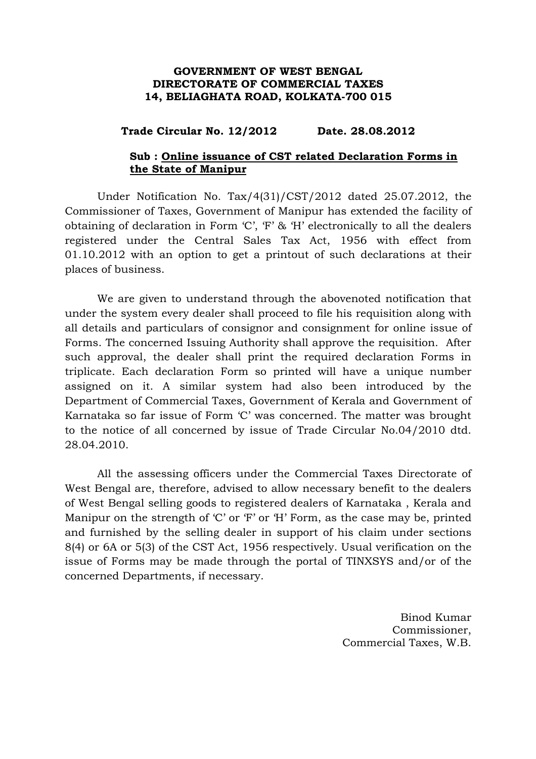**GOVERNMENT OF WEST BENGAL**
**DIRECTORATE OF COMMERCIAL TAXES**
**14, BELIAGHATA ROAD, KOLKATA-700 015**

**Trade Circular No. 12/2012 Date. 28.08.2012**

**Sub : <u>Online issuance of CST related Declaration Forms in the State of Manipur</u>**

Under Notification No. Tax/4(31)/CST/2012 dated 25.07.2012, the Commissioner of Taxes, Government of Manipur has extended the facility of obtaining of declaration in Form 'C', 'F' & 'H' electronically to all the dealers registered under the Central Sales Tax Act, 1956 with effect from 01.10.2012 with an option to get a printout of such declarations at their places of business.

We are given to understand through the abovenoted notification that under the system every dealer shall proceed to file his requisition along with all details and particulars of consignor and consignment for online issue of Forms. The concerned Issuing Authority shall approve the requisition. After such approval, the dealer shall print the required declaration Forms in triplicate. Each declaration Form so printed will have a unique number assigned on it. A similar system had also been introduced by the Department of Commercial Taxes, Government of Kerala and Government of Karnataka so far issue of Form 'C' was concerned. The matter was brought to the notice of all concerned by issue of Trade Circular No.04/2010 dtd. 28.04.2010.

All the assessing officers under the Commercial Taxes Directorate of West Bengal are, therefore, advised to allow necessary benefit to the dealers of West Bengal selling goods to registered dealers of Karnataka , Kerala and Manipur on the strength of 'C' or 'F' or 'H' Form, as the case may be, printed and furnished by the selling dealer in support of his claim under sections 8(4) or 6A or 5(3) of the CST Act, 1956 respectively. Usual verification on the issue of Forms may be made through the portal of TINXSYS and/or of the concerned Departments, if necessary.

Binod Kumar
Commissioner,
Commercial Taxes, W.B.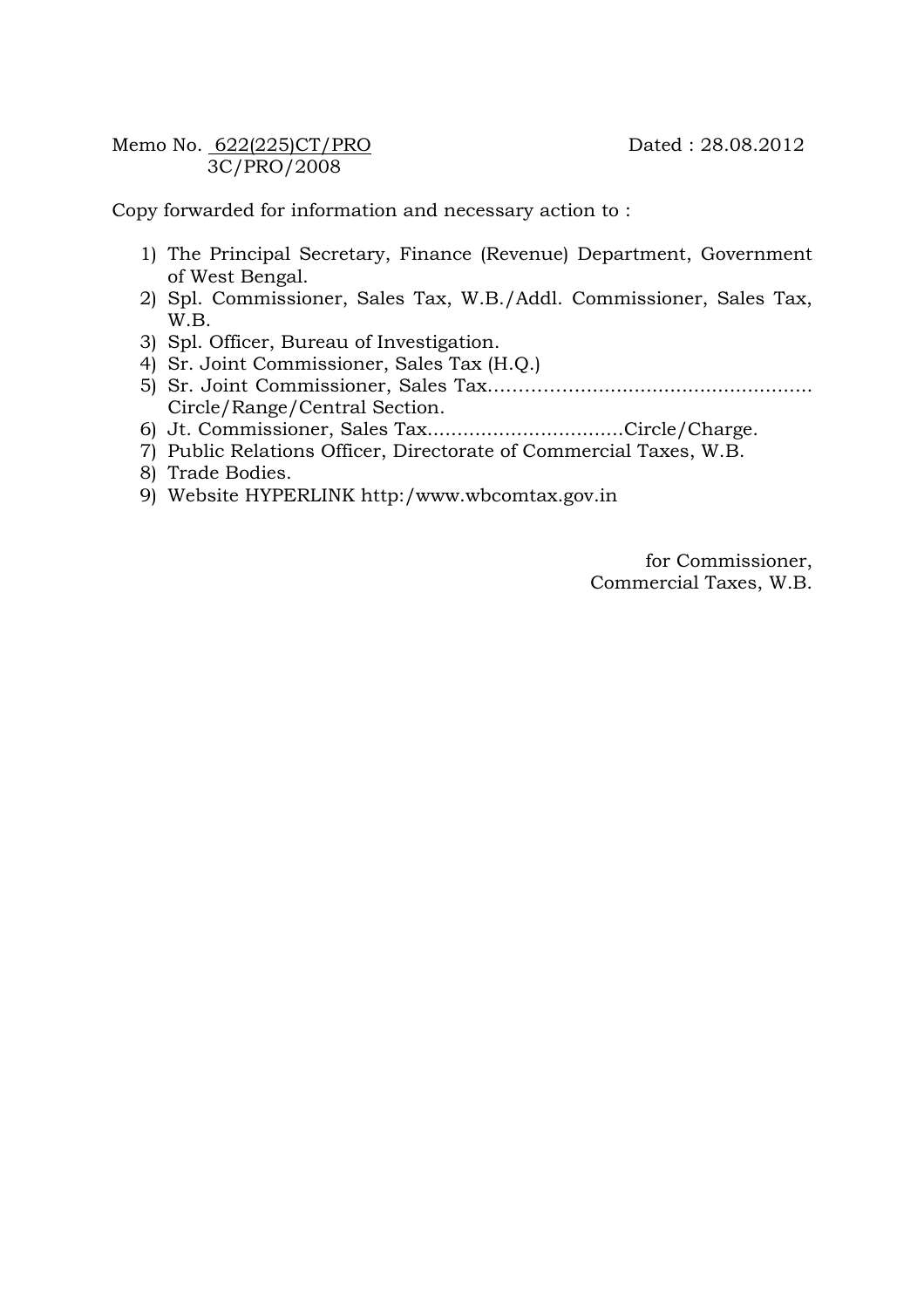Memo No. 622(225)CT/PRO
3C/PRO/2008

Dated : 28.08.2012

Copy forwarded for information and necessary action to :

1) The Principal Secretary, Finance (Revenue) Department, Government of West Bengal.
2) Spl. Commissioner, Sales Tax, W.B./Addl. Commissioner, Sales Tax, W.B.
3) Spl. Officer, Bureau of Investigation.
4) Sr. Joint Commissioner, Sales Tax (H.Q.)
5) Sr. Joint Commissioner, Sales Tax……………………………………………… Circle/Range/Central Section.
6) Jt. Commissioner, Sales Tax……………………………Circle/Charge.
7) Public Relations Officer, Directorate of Commercial Taxes, W.B.
8) Trade Bodies.
9) Website HYPERLINK http:/www.wbcomtax.gov.in

for Commissioner,
Commercial Taxes, W.B.